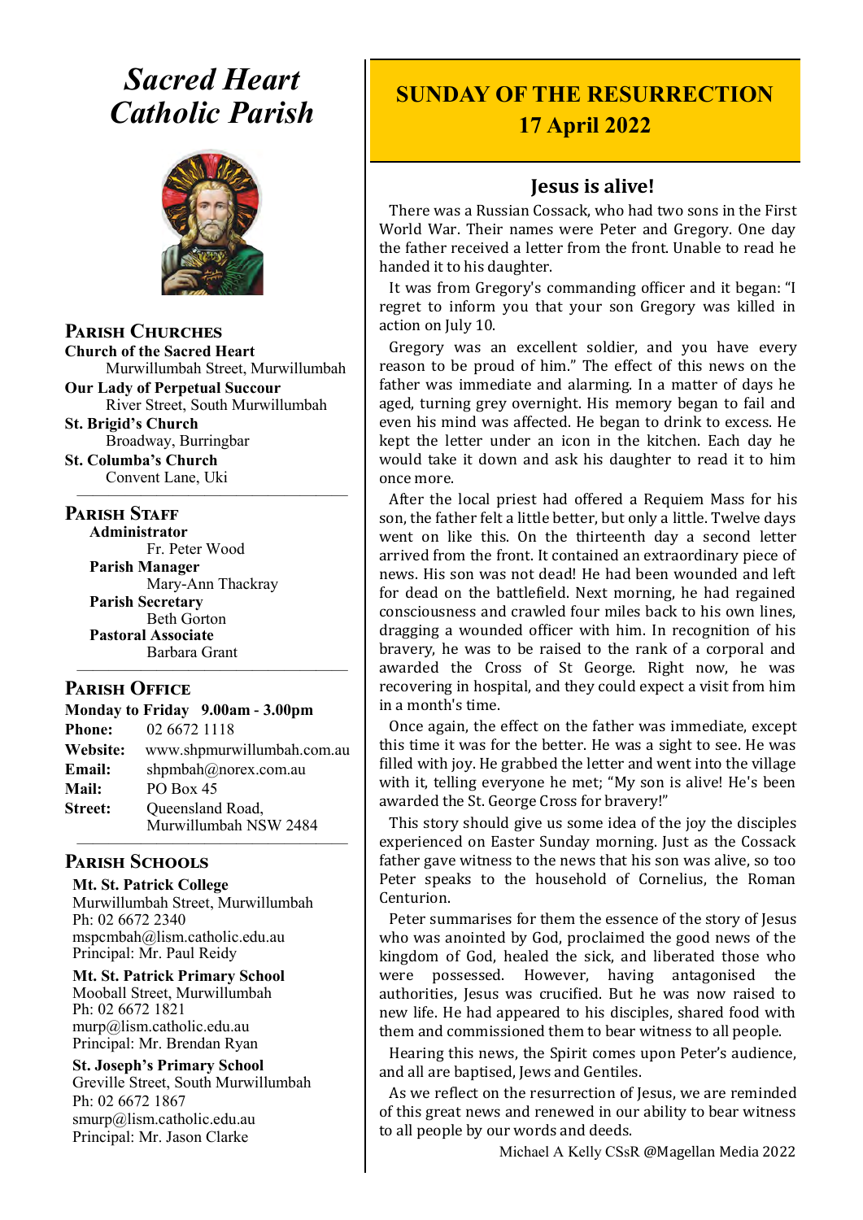# *Sacred Heart Catholic Parish*

## Parish Churches

**Church of the Sacred Heart**
Murwillumbah Street, Murwillumbah

**Our Lady of Perpetual Succour**
River Street, South Murwillumbah

**St. Brigid's Church**
Broadway, Burringbar

**St. Columba's Church**
Convent Lane, Uki

## Parish Staff

**Administrator**
Fr. Peter Wood

**Parish Manager**
Mary-Ann Thackray

**Parish Secretary**
Beth Gorton

**Pastoral Associate**
Barbara Grant

## Parish Office

**Monday to Friday 9.00am - 3.00pm**

**Phone:** 02 6672 1118
**Website:** www.shpmurwillumbah.com.au
**Email:** shpmbah@norex.com.au
**Mail:** PO Box 45
**Street:** Queensland Road, Murwillumbah NSW 2484

## Parish Schools

**Mt. St. Patrick College**
Murwillumbah Street, Murwillumbah
Ph: 02 6672 2340
mspcmbah@lism.catholic.edu.au
Principal: Mr. Paul Reidy

**Mt. St. Patrick Primary School**
Mooball Street, Murwillumbah
Ph: 02 6672 1821
murp@lism.catholic.edu.au
Principal: Mr. Brendan Ryan

**St. Joseph's Primary School**
Greville Street, South Murwillumbah
Ph: 02 6672 1867
smurp@lism.catholic.edu.au
Principal: Mr. Jason Clarke

# SUNDAY OF THE RESURRECTION
# 17 April 2022

## Jesus is alive!

There was a Russian Cossack, who had two sons in the First World War. Their names were Peter and Gregory. One day the father received a letter from the front. Unable to read he handed it to his daughter.

It was from Gregory's commanding officer and it began: "I regret to inform you that your son Gregory was killed in action on July 10.

Gregory was an excellent soldier, and you have every reason to be proud of him." The effect of this news on the father was immediate and alarming. In a matter of days he aged, turning grey overnight. His memory began to fail and even his mind was affected. He began to drink to excess. He kept the letter under an icon in the kitchen. Each day he would take it down and ask his daughter to read it to him once more.

After the local priest had offered a Requiem Mass for his son, the father felt a little better, but only a little. Twelve days went on like this. On the thirteenth day a second letter arrived from the front. It contained an extraordinary piece of news. His son was not dead! He had been wounded and left for dead on the battlefield. Next morning, he had regained consciousness and crawled four miles back to his own lines, dragging a wounded officer with him. In recognition of his bravery, he was to be raised to the rank of a corporal and awarded the Cross of St George. Right now, he was recovering in hospital, and they could expect a visit from him in a month's time.

Once again, the effect on the father was immediate, except this time it was for the better. He was a sight to see. He was filled with joy. He grabbed the letter and went into the village with it, telling everyone he met; "My son is alive! He's been awarded the St. George Cross for bravery!"

This story should give us some idea of the joy the disciples experienced on Easter Sunday morning. Just as the Cossack father gave witness to the news that his son was alive, so too Peter speaks to the household of Cornelius, the Roman Centurion.

Peter summarises for them the essence of the story of Jesus who was anointed by God, proclaimed the good news of the kingdom of God, healed the sick, and liberated those who were possessed. However, having antagonised the authorities, Jesus was crucified. But he was now raised to new life. He had appeared to his disciples, shared food with them and commissioned them to bear witness to all people.

Hearing this news, the Spirit comes upon Peter's audience, and all are baptised, Jews and Gentiles.

As we reflect on the resurrection of Jesus, we are reminded of this great news and renewed in our ability to bear witness to all people by our words and deeds.

Michael A Kelly CSsR @Magellan Media 2022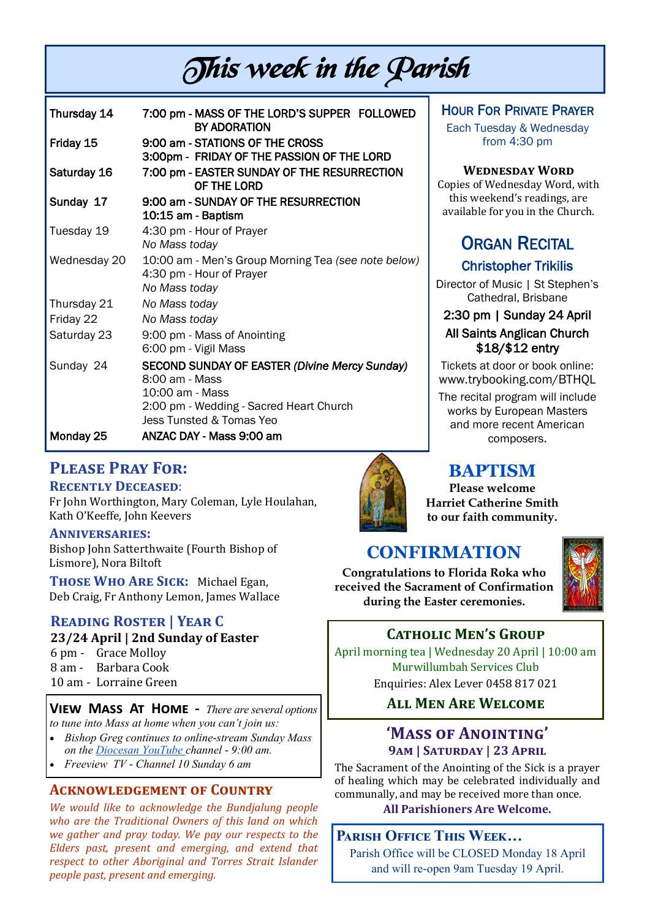# This week in the Parish

| | |
|---|---|
| **Thursday 14** | **7:00 pm - MASS OF THE LORD'S SUPPER FOLLOWED BY ADORATION** |
| **Friday 15** | **9:00 am - STATIONS OF THE CROSS**<br>**3:00pm - FRIDAY OF THE PASSION OF THE LORD** |
| **Saturday 16** | **7:00 pm - EASTER SUNDAY OF THE RESURRECTION OF THE LORD** |
| **Sunday 17** | **9:00 am - SUNDAY OF THE RESURRECTION**<br>**10:15 am - Baptism** |
| Tuesday 19 | 4:30 pm - Hour of Prayer<br>*No Mass today* |
| Wednesday 20 | 10:00 am - Men's Group Morning Tea *(see note below)*<br>4:30 pm - Hour of Prayer<br>*No Mass today* |
| Thursday 21 | *No Mass today* |
| Friday 22 | *No Mass today* |
| Saturday 23 | 9:00 pm - Mass of Anointing<br>6:00 pm - Vigil Mass |
| Sunday 24 | SECOND SUNDAY OF EASTER *(Divine Mercy Sunday)*<br>8:00 am - Mass<br>10:00 am - Mass<br>2:00 pm - Wedding - Sacred Heart Church<br>Jess Tunsted & Tomas Yeo |
| **Monday 25** | **ANZAC DAY - Mass 9:00 am** |

## Hour For Private Prayer

Each Tuesday & Wednesday from 4:30 pm

**Wednesday Word**

Copies of Wednesday Word, with this weekend's readings, are available for you in the Church.

## Organ Recital

**Christopher Trikilis**

Director of Music | St Stephen's Cathedral, Brisbane

**2:30 pm | Sunday 24 April**

**All Saints Anglican Church**
**$18/$12 entry**

Tickets at door or book online: www.trybooking.com/BTHQL

The recital program will include works by European Masters and more recent American composers.

## Please Pray For:

### Recently Deceased:

Fr John Worthington, Mary Coleman, Lyle Houlahan, Kath O'Keeffe, John Keevers

### Anniversaries:

Bishop John Satterthwaite (Fourth Bishop of Lismore), Nora Biltoft

**Those Who Are Sick:** Michael Egan, Deb Craig, Fr Anthony Lemon, James Wallace

## Baptism

**Please welcome Harriet Catherine Smith to our faith community.**

## Confirmation

**Congratulations to Florida Roka who received the Sacrament of Confirmation during the Easter ceremonies.**

## Reading Roster | Year C

**23/24 April | 2nd Sunday of Easter**

6 pm - Grace Molloy
8 am - Barbara Cook
10 am - Lorraine Green

## Catholic Men's Group

April morning tea | Wednesday 20 April | 10:00 am
Murwillumbah Services Club
Enquiries: Alex Lever 0458 817 021

**All Men Are Welcome**

## View Mass At Home

*There are several options to tune into Mass at home when you can't join us:*

- *Bishop Greg continues to online-stream Sunday Mass on the Diocesan YouTube channel - 9:00 am.*
- *Freeview TV - Channel 10 Sunday 6 am*

## 'Mass of Anointing'

**9am | Saturday | 23 April**

The Sacrament of the Anointing of the Sick is a prayer of healing which may be celebrated individually and communally, and may be received more than once.

**All Parishioners Are Welcome.**

## Acknowledgement of Country

*We would like to acknowledge the Bundjalung people who are the Traditional Owners of this land on which we gather and pray today. We pay our respects to the Elders past, present and emerging, and extend that respect to other Aboriginal and Torres Strait Islander people past, present and emerging.*

## Parish Office This Week…

Parish Office will be CLOSED Monday 18 April and will re-open 9am Tuesday 19 April.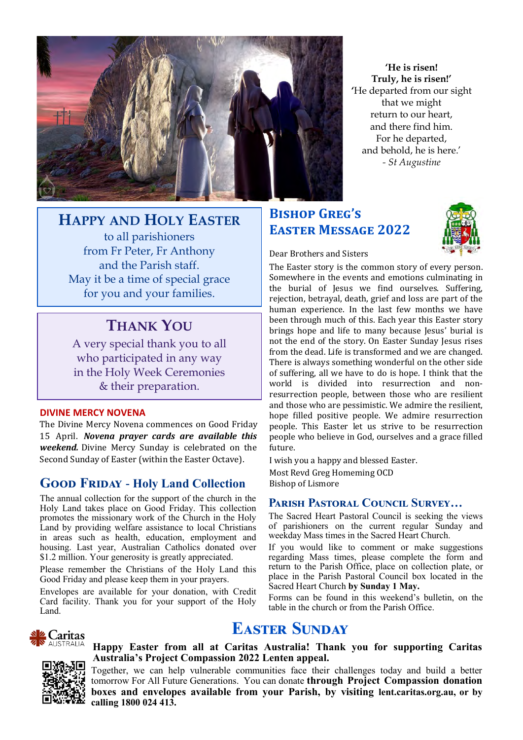**'He is risen!**
**Truly, he is risen!'**
'He departed from our sight
that we might
return to our heart,
and there find him.
For he departed,
and behold, he is here.'
*- St Augustine*

## Happy and Holy Easter

to all parishioners
from Fr Peter, Fr Anthony
and the Parish staff.
May it be a time of special grace
for you and your families.

## Thank You

A very special thank you to all
who participated in any way
in the Holy Week Ceremonies
& their preparation.

### DIVINE MERCY NOVENA

The Divine Mercy Novena commences on Good Friday 15 April. ***Novena prayer cards are available this weekend.*** Divine Mercy Sunday is celebrated on the Second Sunday of Easter (within the Easter Octave).

## Good Friday - Holy Land Collection

The annual collection for the support of the church in the Holy Land takes place on Good Friday. This collection promotes the missionary work of the Church in the Holy Land by providing welfare assistance to local Christians in areas such as health, education, employment and housing. Last year, Australian Catholics donated over $1.2 million. Your generosity is greatly appreciated.

Please remember the Christians of the Holy Land this Good Friday and please keep them in your prayers.

Envelopes are available for your donation, with Credit Card facility. Thank you for your support of the Holy Land.

## Bishop Greg's Easter Message 2022

Dear Brothers and Sisters

The Easter story is the common story of every person. Somewhere in the events and emotions culminating in the burial of Jesus we find ourselves. Suffering, rejection, betrayal, death, grief and loss are part of the human experience. In the last few months we have been through much of this. Each year this Easter story brings hope and life to many because Jesus' burial is not the end of the story. On Easter Sunday Jesus rises from the dead. Life is transformed and we are changed. There is always something wonderful on the other side of suffering, all we have to do is hope. I think that the world is divided into resurrection and non-resurrection people, between those who are resilient and those who are pessimistic. We admire the resilient, hope filled positive people. We admire resurrection people. This Easter let us strive to be resurrection people who believe in God, ourselves and a grace filled future.

I wish you a happy and blessed Easter.

Most Revd Greg Homeming OCD
Bishop of Lismore

## Parish Pastoral Council Survey…

The Sacred Heart Pastoral Council is seeking the views of parishioners on the current regular Sunday and weekday Mass times in the Sacred Heart Church.

If you would like to comment or make suggestions regarding Mass times, please complete the form and return to the Parish Office, place on collection plate, or place in the Parish Pastoral Council box located in the Sacred Heart Church **by Sunday 1 May.**

Forms can be found in this weekend's bulletin, on the table in the church or from the Parish Office.

## Easter Sunday

Caritas AUSTRALIA

**Happy Easter from all at Caritas Australia! Thank you for supporting Caritas Australia's Project Compassion 2022 Lenten appeal.**

Together, we can help vulnerable communities face their challenges today and build a better tomorrow For All Future Generations. You can donate **through Project Compassion donation boxes and envelopes available from your Parish, by visiting lent.caritas.org.au, or by calling 1800 024 413.**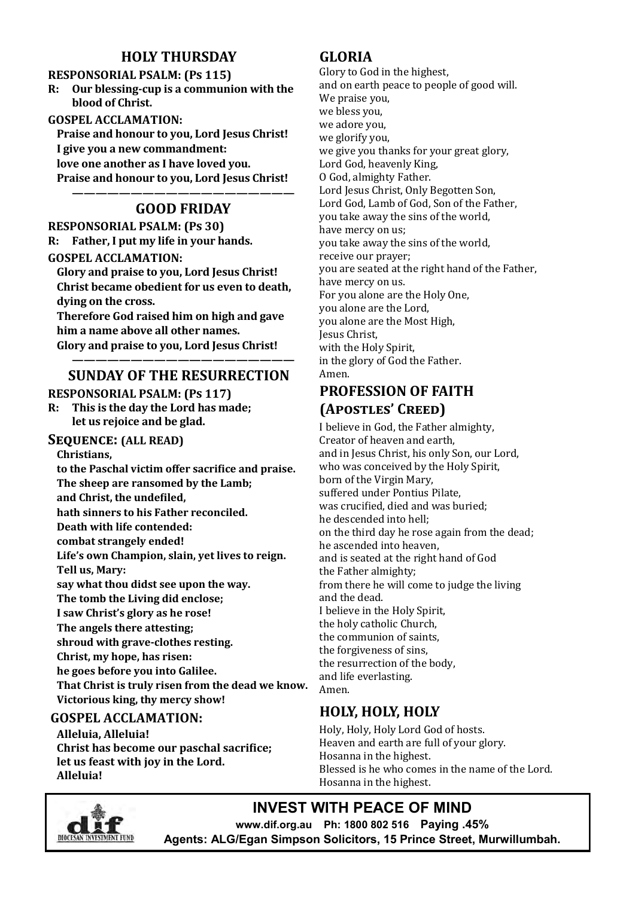## HOLY THURSDAY

**RESPONSORIAL PSALM: (Ps 115)**

**R: Our blessing-cup is a communion with the blood of Christ.**

**GOSPEL ACCLAMATION:**

**Praise and honour to you, Lord Jesus Christ!**
**I give you a new commandment:**
**love one another as I have loved you.**
**Praise and honour to you, Lord Jesus Christ!**

—————————————————————

## GOOD FRIDAY

**RESPONSORIAL PSALM: (Ps 30)**

**R: Father, I put my life in your hands.**

**GOSPEL ACCLAMATION:**

**Glory and praise to you, Lord Jesus Christ!**
**Christ became obedient for us even to death, dying on the cross.**
**Therefore God raised him on high and gave him a name above all other names.**
**Glory and praise to you, Lord Jesus Christ!**

—————————————————————

## SUNDAY OF THE RESURRECTION

**RESPONSORIAL PSALM: (Ps 117)**

**R: This is the day the Lord has made; let us rejoice and be glad.**

**SEQUENCE: (ALL READ)**

**Christians,**
**to the Paschal victim offer sacrifice and praise.**
**The sheep are ransomed by the Lamb;**
**and Christ, the undefiled,**
**hath sinners to his Father reconciled.**
**Death with life contended:**
**combat strangely ended!**
**Life's own Champion, slain, yet lives to reign.**
**Tell us, Mary:**
**say what thou didst see upon the way.**
**The tomb the Living did enclose;**
**I saw Christ's glory as he rose!**
**The angels there attesting;**
**shroud with grave-clothes resting.**
**Christ, my hope, has risen:**
**he goes before you into Galilee.**
**That Christ is truly risen from the dead we know.**
**Victorious king, thy mercy show!**

**GOSPEL ACCLAMATION:**

**Alleluia, Alleluia!**
**Christ has become our paschal sacrifice;**
**let us feast with joy in the Lord.**
**Alleluia!**

## GLORIA

Glory to God in the highest,
and on earth peace to people of good will.
We praise you,
we bless you,
we adore you,
we glorify you,
we give you thanks for your great glory,
Lord God, heavenly King,
O God, almighty Father.
Lord Jesus Christ, Only Begotten Son,
Lord God, Lamb of God, Son of the Father,
you take away the sins of the world,
have mercy on us;
you take away the sins of the world,
receive our prayer;
you are seated at the right hand of the Father,
have mercy on us.
For you alone are the Holy One,
you alone are the Lord,
you alone are the Most High,
Jesus Christ,
with the Holy Spirit,
in the glory of God the Father.
Amen.

## PROFESSION OF FAITH (APOSTLES' CREED)

I believe in God, the Father almighty,
Creator of heaven and earth,
and in Jesus Christ, his only Son, our Lord,
who was conceived by the Holy Spirit,
born of the Virgin Mary,
suffered under Pontius Pilate,
was crucified, died and was buried;
he descended into hell;
on the third day he rose again from the dead;
he ascended into heaven,
and is seated at the right hand of God
the Father almighty;
from there he will come to judge the living
and the dead.
I believe in the Holy Spirit,
the holy catholic Church,
the communion of saints,
the forgiveness of sins,
the resurrection of the body,
and life everlasting.
Amen.

## HOLY, HOLY, HOLY

Holy, Holy, Holy Lord God of hosts.
Heaven and earth are full of your glory.
Hosanna in the highest.
Blessed is he who comes in the name of the Lord.
Hosanna in the highest.

---

dif DIOCESAN INVESTMENT FUND

**INVEST WITH PEACE OF MIND**

**www.dif.org.au Ph: 1800 802 516 Paying .45%**

**Agents: ALG/Egan Simpson Solicitors, 15 Prince Street, Murwillumbah.**